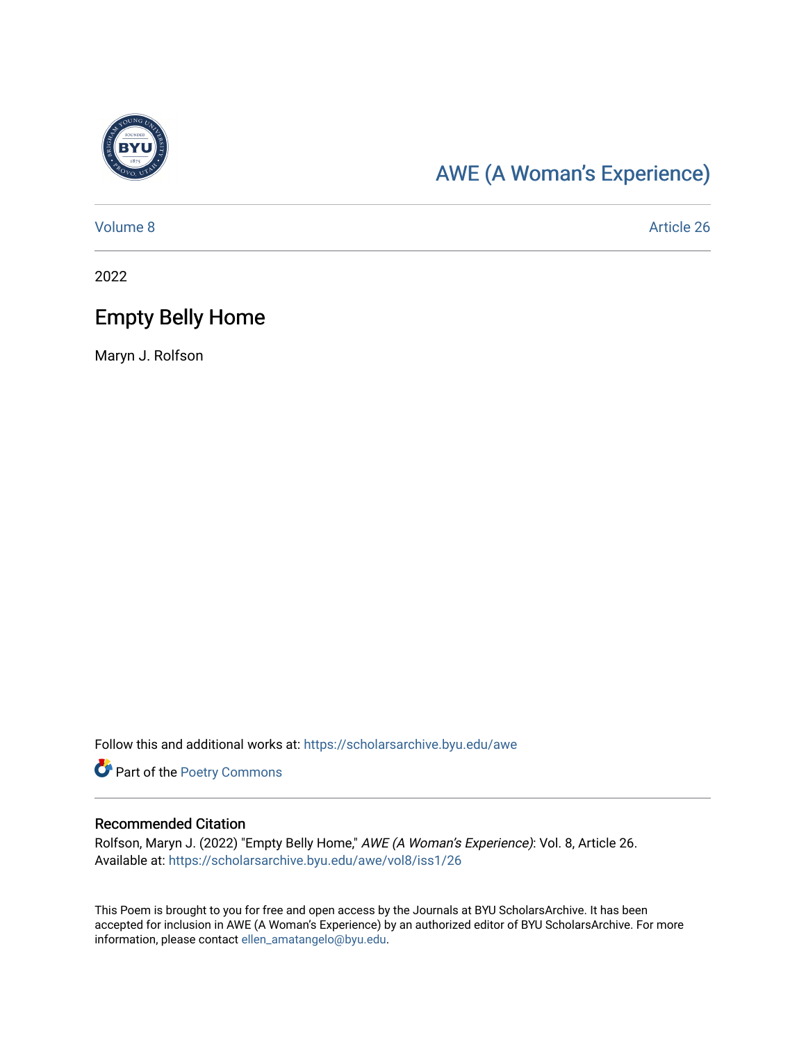AWE (A Woman's Experience)

Volume 8 | Article 26

2022

# Empty Belly Home

Maryn J. Rolfson

Follow this and additional works at: https://scholarsarchive.byu.edu/awe

Part of the Poetry Commons

## Recommended Citation

Rolfson, Maryn J. (2022) "Empty Belly Home," *AWE (A Woman's Experience)*: Vol. 8, Article 26.
Available at: https://scholarsarchive.byu.edu/awe/vol8/iss1/26

This Poem is brought to you for free and open access by the Journals at BYU ScholarsArchive. It has been accepted for inclusion in AWE (A Woman's Experience) by an authorized editor of BYU ScholarsArchive. For more information, please contact ellen_amatangelo@byu.edu.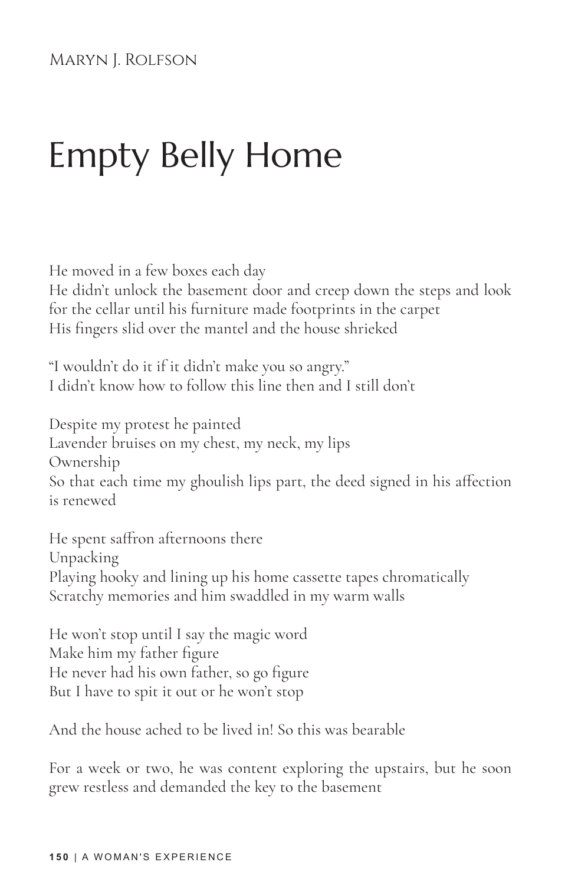Maryn J. Rolfson

# Empty Belly Home

He moved in a few boxes each day
He didn't unlock the basement door and creep down the steps and look for the cellar until his furniture made footprints in the carpet
His fingers slid over the mantel and the house shrieked

"I wouldn't do it if it didn't make you so angry."
I didn't know how to follow this line then and I still don't

Despite my protest he painted
Lavender bruises on my chest, my neck, my lips
Ownership
So that each time my ghoulish lips part, the deed signed in his affection is renewed

He spent saffron afternoons there
Unpacking
Playing hooky and lining up his home cassette tapes chromatically
Scratchy memories and him swaddled in my warm walls

He won't stop until I say the magic word
Make him my father figure
He never had his own father, so go figure
But I have to spit it out or he won't stop

And the house ached to be lived in! So this was bearable

For a week or two, he was content exploring the upstairs, but he soon grew restless and demanded the key to the basement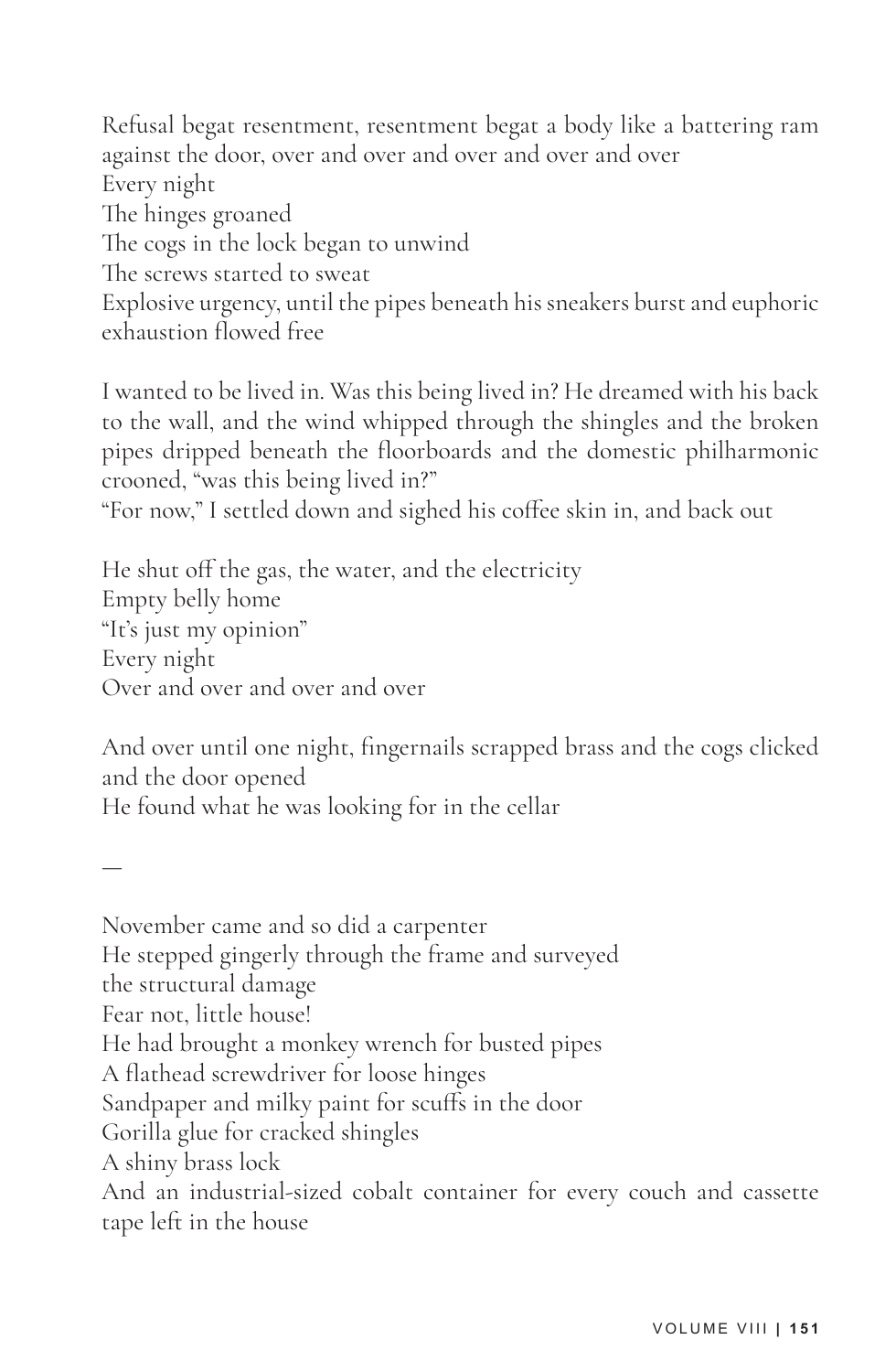Refusal begat resentment, resentment begat a body like a battering ram against the door, over and over and over and over and over  
Every night  
The hinges groaned  
The cogs in the lock began to unwind  
The screws started to sweat  
Explosive urgency, until the pipes beneath his sneakers burst and euphoric exhaustion flowed free

I wanted to be lived in. Was this being lived in? He dreamed with his back to the wall, and the wind whipped through the shingles and the broken pipes dripped beneath the floorboards and the domestic philharmonic crooned, "was this being lived in?"  
"For now," I settled down and sighed his coffee skin in, and back out

He shut off the gas, the water, and the electricity  
Empty belly home  
"It's just my opinion"  
Every night  
Over and over and over and over

And over until one night, fingernails scrapped brass and the cogs clicked and the door opened  
He found what he was looking for in the cellar

—

November came and so did a carpenter  
He stepped gingerly through the frame and surveyed  
the structural damage  
Fear not, little house!  
He had brought a monkey wrench for busted pipes  
A flathead screwdriver for loose hinges  
Sandpaper and milky paint for scuffs in the door  
Gorilla glue for cracked shingles  
A shiny brass lock  
And an industrial-sized cobalt container for every couch and cassette tape left in the house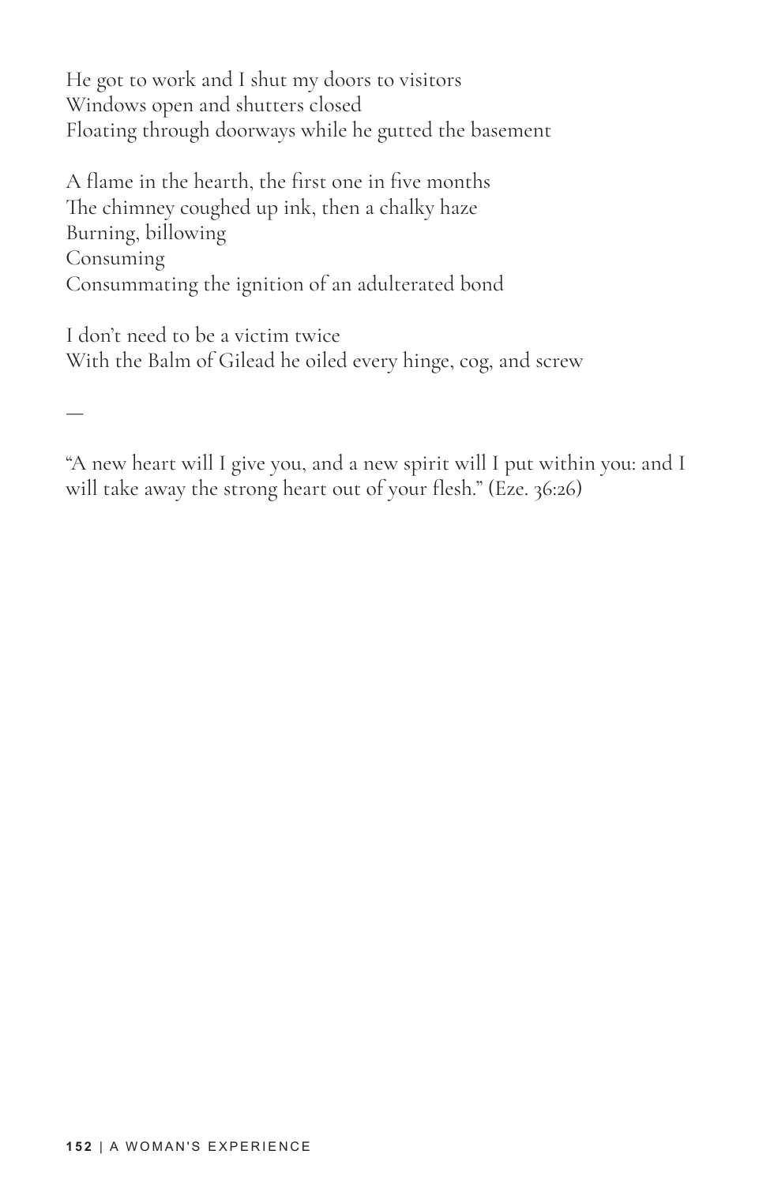He got to work and I shut my doors to visitors
Windows open and shutters closed
Floating through doorways while he gutted the basement

A flame in the hearth, the first one in five months
The chimney coughed up ink, then a chalky haze
Burning, billowing
Consuming
Consummating the ignition of an adulterated bond

I don't need to be a victim twice
With the Balm of Gilead he oiled every hinge, cog, and screw

—

"A new heart will I give you, and a new spirit will I put within you: and I will take away the strong heart out of your flesh." (Eze. 36:26)